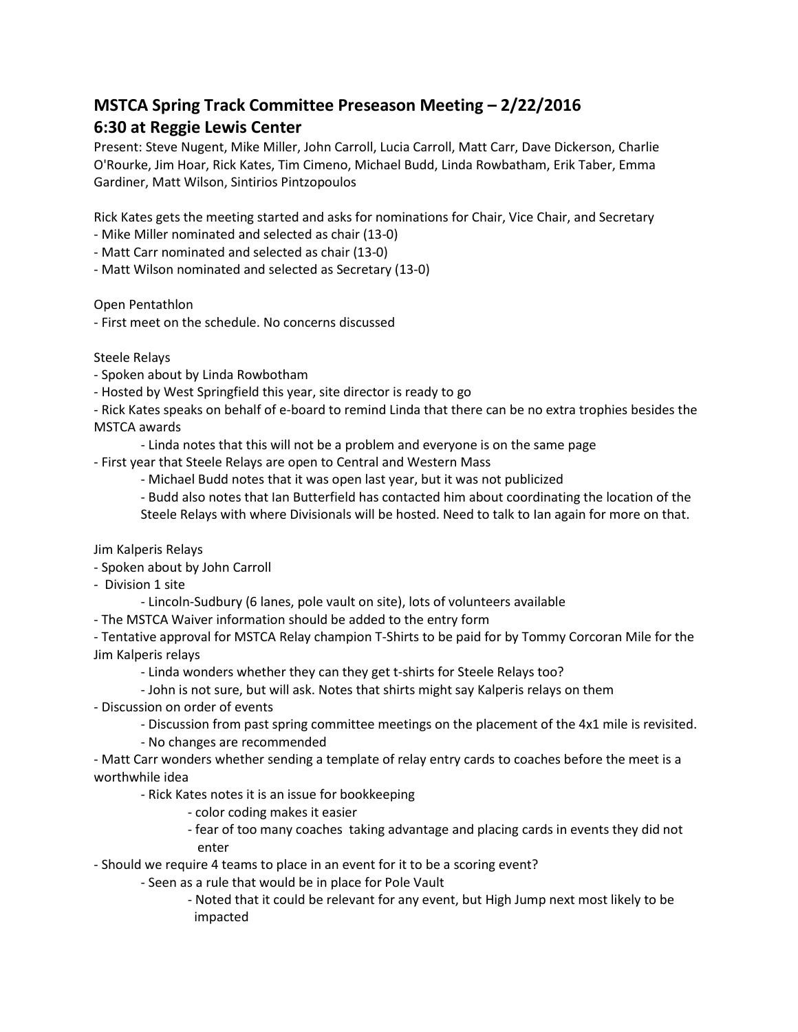## MSTCA Spring Track Committee Preseason Meeting – 2/22/2016
## 6:30 at Reggie Lewis Center

Present: Steve Nugent, Mike Miller, John Carroll, Lucia Carroll, Matt Carr, Dave Dickerson, Charlie O'Rourke, Jim Hoar, Rick Kates, Tim Cimeno, Michael Budd, Linda Rowbatham, Erik Taber, Emma Gardiner, Matt Wilson, Sintirios Pintzopoulos

Rick Kates gets the meeting started and asks for nominations for Chair, Vice Chair, and Secretary
- Mike Miller nominated and selected as chair (13-0)
- Matt Carr nominated and selected as chair (13-0)
- Matt Wilson nominated and selected as Secretary (13-0)

Open Pentathlon
- First meet on the schedule. No concerns discussed

Steele Relays
- Spoken about by Linda Rowbotham
- Hosted by West Springfield this year, site director is ready to go
- Rick Kates speaks on behalf of e-board to remind Linda that there can be no extra trophies besides the MSTCA awards
    - Linda notes that this will not be a problem and everyone is on the same page
- First year that Steele Relays are open to Central and Western Mass
    - Michael Budd notes that it was open last year, but it was not publicized
    - Budd also notes that Ian Butterfield has contacted him about coordinating the location of the Steele Relays with where Divisionals will be hosted. Need to talk to Ian again for more on that.

Jim Kalperis Relays
- Spoken about by John Carroll
- Division 1 site
    - Lincoln-Sudbury (6 lanes, pole vault on site), lots of volunteers available
- The MSTCA Waiver information should be added to the entry form
- Tentative approval for MSTCA Relay champion T-Shirts to be paid for by Tommy Corcoran Mile for the Jim Kalperis relays
    - Linda wonders whether they can they get t-shirts for Steele Relays too?
    - John is not sure, but will ask. Notes that shirts might say Kalperis relays on them
- Discussion on order of events
    - Discussion from past spring committee meetings on the placement of the 4x1 mile is revisited.
    - No changes are recommended
- Matt Carr wonders whether sending a template of relay entry cards to coaches before the meet is a worthwhile idea
    - Rick Kates notes it is an issue for bookkeeping
        - color coding makes it easier
        - fear of too many coaches taking advantage and placing cards in events they did not enter
- Should we require 4 teams to place in an event for it to be a scoring event?
    - Seen as a rule that would be in place for Pole Vault
        - Noted that it could be relevant for any event, but High Jump next most likely to be impacted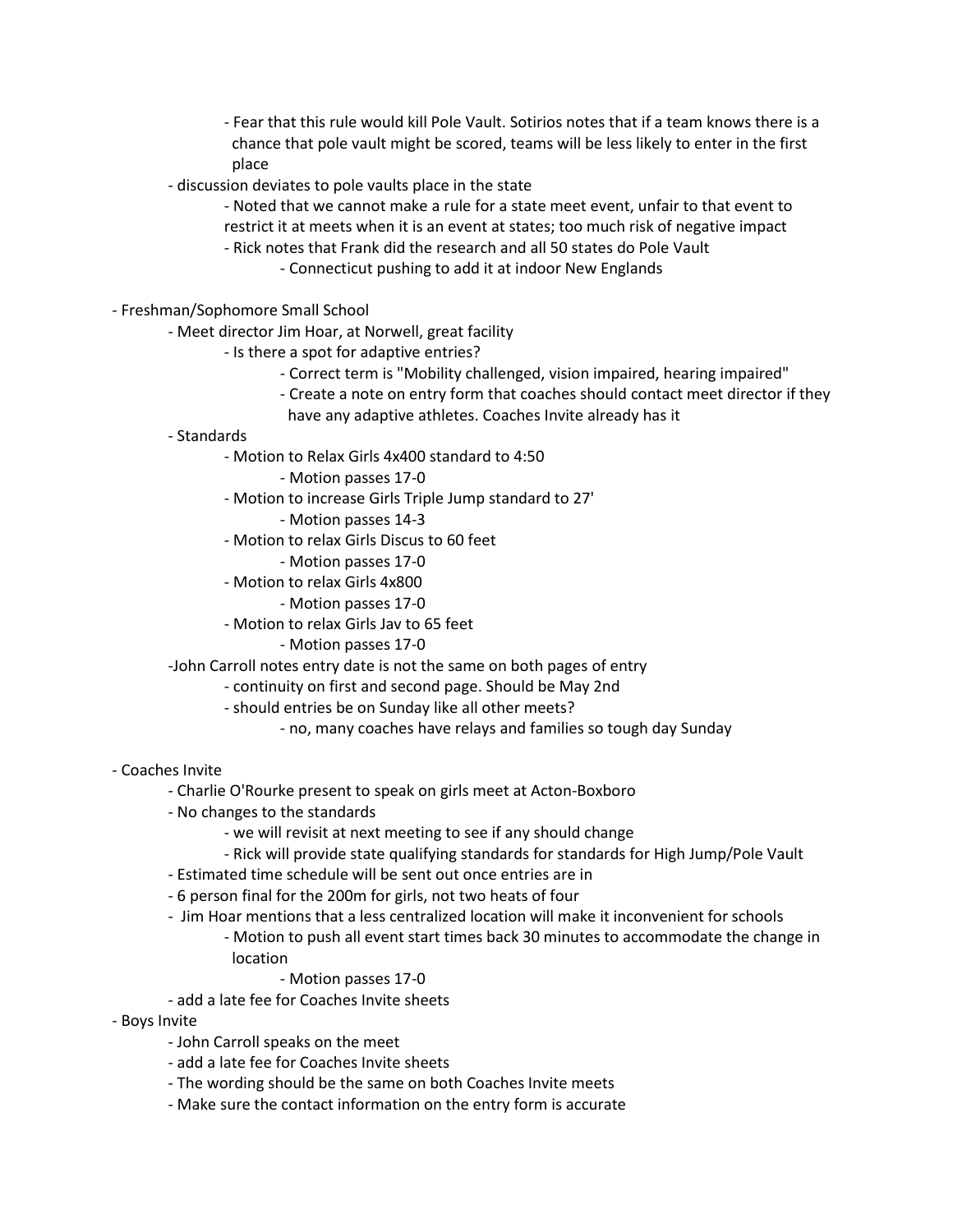- Fear that this rule would kill Pole Vault. Sotirios notes that if a team knows there is a chance that pole vault might be scored, teams will be less likely to enter in the first place
- discussion deviates to pole vaults place in the state
    - Noted that we cannot make a rule for a state meet event, unfair to that event to restrict it at meets when it is an event at states; too much risk of negative impact
    - Rick notes that Frank did the research and all 50 states do Pole Vault
        - Connecticut pushing to add it at indoor New Englands

- Freshman/Sophomore Small School
    - Meet director Jim Hoar, at Norwell, great facility
        - Is there a spot for adaptive entries?
            - Correct term is "Mobility challenged, vision impaired, hearing impaired"
            - Create a note on entry form that coaches should contact meet director if they have any adaptive athletes. Coaches Invite already has it
    - Standards
        - Motion to Relax Girls 4x400 standard to 4:50
            - Motion passes 17-0
        - Motion to increase Girls Triple Jump standard to 27'
            - Motion passes 14-3
        - Motion to relax Girls Discus to 60 feet
            - Motion passes 17-0
        - Motion to relax Girls 4x800
            - Motion passes 17-0
        - Motion to relax Girls Jav to 65 feet
            - Motion passes 17-0
    - John Carroll notes entry date is not the same on both pages of entry
        - continuity on first and second page. Should be May 2nd
        - should entries be on Sunday like all other meets?
            - no, many coaches have relays and families so tough day Sunday

- Coaches Invite
    - Charlie O'Rourke present to speak on girls meet at Acton-Boxboro
    - No changes to the standards
        - we will revisit at next meeting to see if any should change
        - Rick will provide state qualifying standards for standards for High Jump/Pole Vault
    - Estimated time schedule will be sent out once entries are in
    - 6 person final for the 200m for girls, not two heats of four
    - Jim Hoar mentions that a less centralized location will make it inconvenient for schools
        - Motion to push all event start times back 30 minutes to accommodate the change in location
            - Motion passes 17-0
    - add a late fee for Coaches Invite sheets
- Boys Invite
    - John Carroll speaks on the meet
    - add a late fee for Coaches Invite sheets
    - The wording should be the same on both Coaches Invite meets
    - Make sure the contact information on the entry form is accurate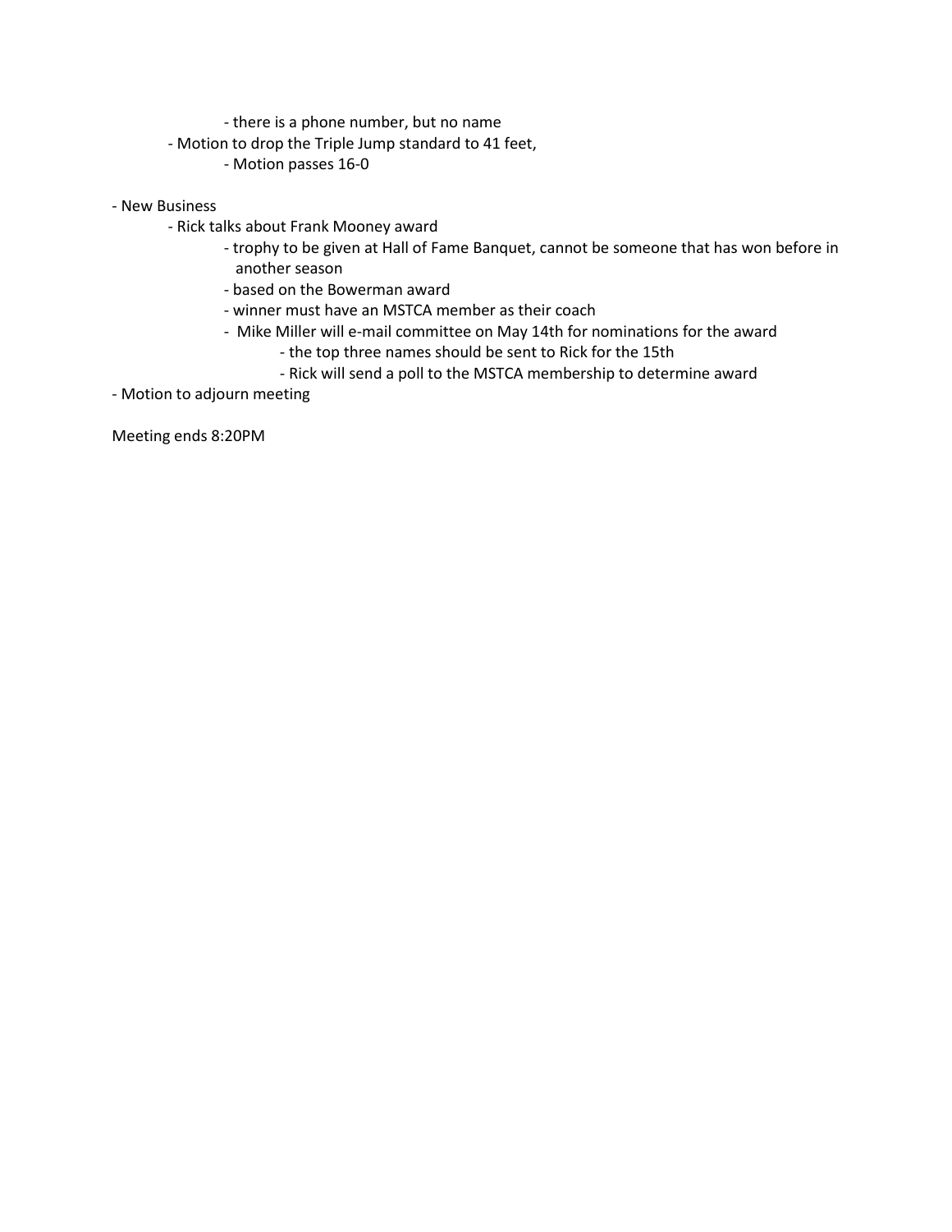- there is a phone number, but no name
    - Motion to drop the Triple Jump standard to 41 feet,
        - Motion passes 16-0

- New Business
    - Rick talks about Frank Mooney award
        - trophy to be given at Hall of Fame Banquet, cannot be someone that has won before in another season
        - based on the Bowerman award
        - winner must have an MSTCA member as their coach
        - Mike Miller will e-mail committee on May 14th for nominations for the award
            - the top three names should be sent to Rick for the 15th
            - Rick will send a poll to the MSTCA membership to determine award
- Motion to adjourn meeting

Meeting ends 8:20PM